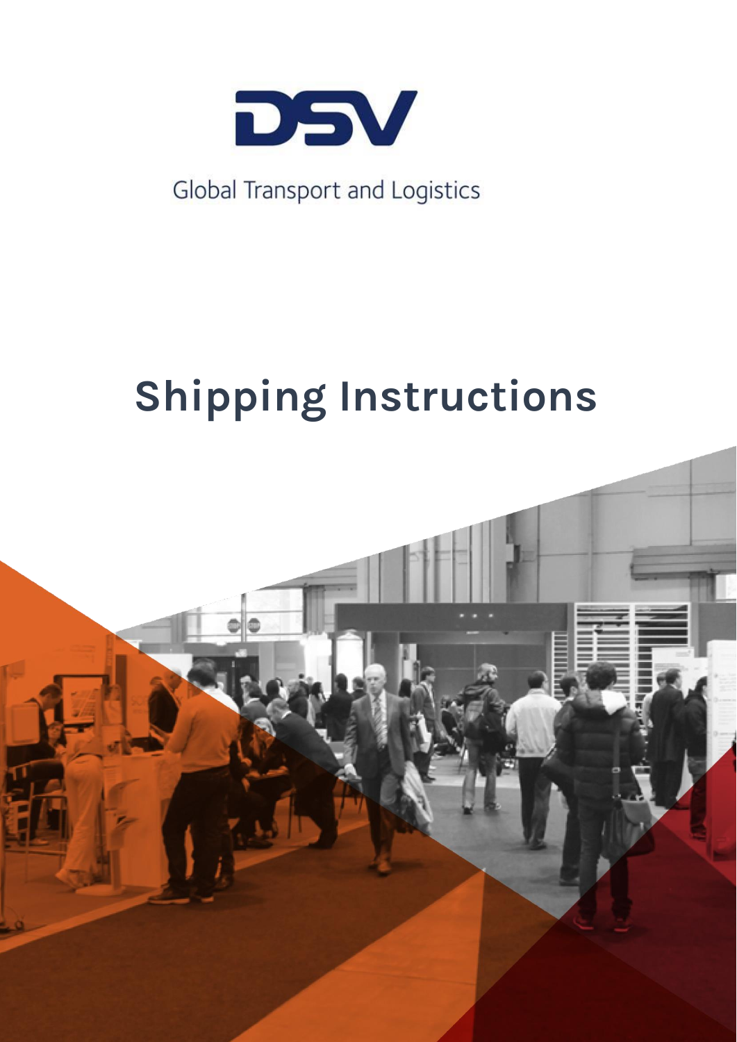DSV

Global Transport and Logistics

# Shipping Instructions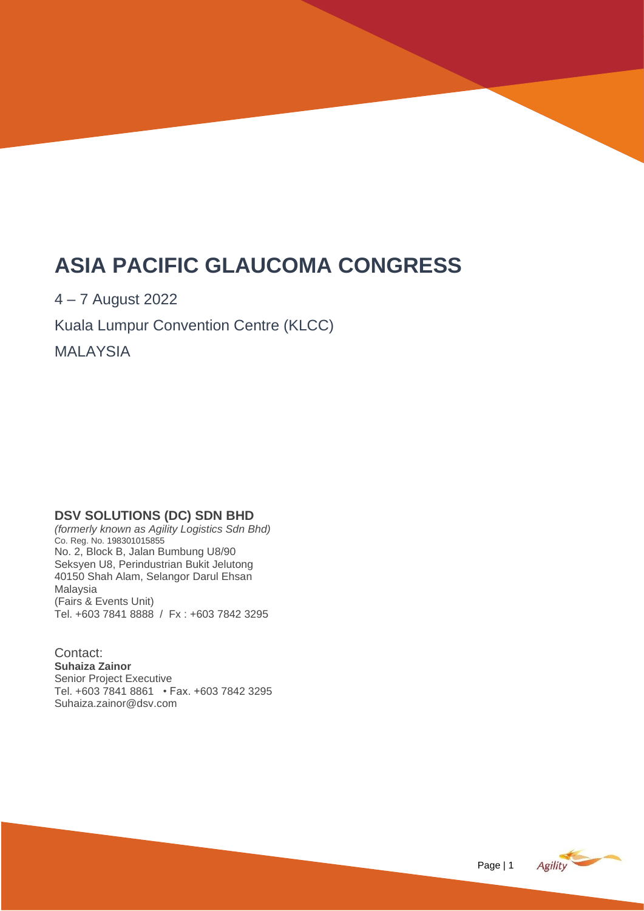# ASIA PACIFIC GLAUCOMA CONGRESS

4 – 7 August 2022

Kuala Lumpur Convention Centre (KLCC)

MALAYSIA

**DSV SOLUTIONS (DC) SDN BHD**
*(formerly known as Agility Logistics Sdn Bhd)*
Co. Reg. No. 198301015855
No. 2, Block B, Jalan Bumbung U8/90
Seksyen U8, Perindustrian Bukit Jelutong
40150 Shah Alam, Selangor Darul Ehsan
Malaysia
(Fairs & Events Unit)
Tel. +603 7841 8888 / Fx : +603 7842 3295

Contact:
**Suhaiza Zainor**
Senior Project Executive
Tel. +603 7841 8861 • Fax. +603 7842 3295
Suhaiza.zainor@dsv.com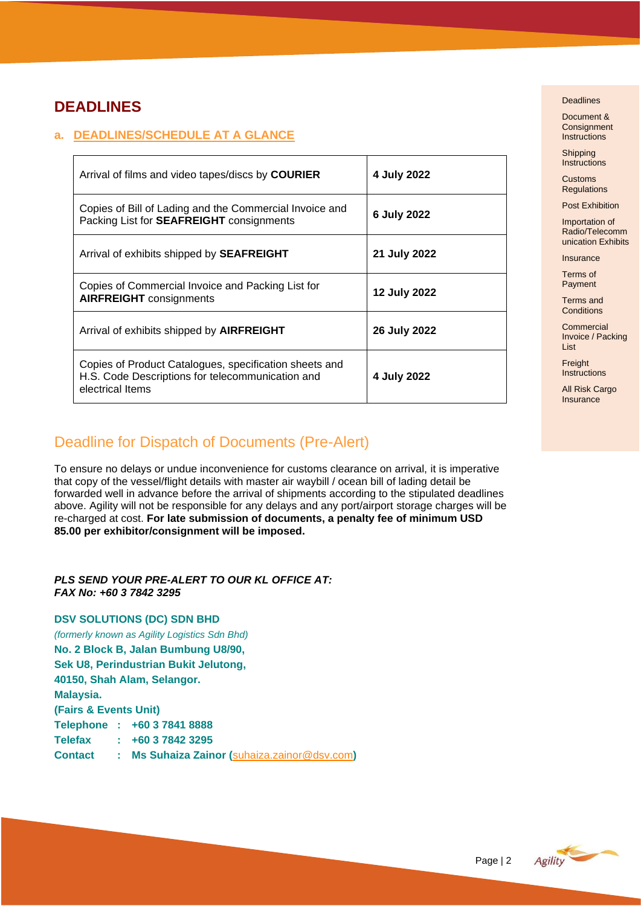# DEADLINES

## a. DEADLINES/SCHEDULE AT A GLANCE

| | |
|---|---|
| Arrival of films and video tapes/discs by **COURIER** | **4 July 2022** |
| Copies of Bill of Lading and the Commercial Invoice and Packing List for **SEAFREIGHT** consignments | **6 July 2022** |
| Arrival of exhibits shipped by **SEAFREIGHT** | **21 July 2022** |
| Copies of Commercial Invoice and Packing List for **AIRFREIGHT** consignments | **12 July 2022** |
| Arrival of exhibits shipped by **AIRFREIGHT** | **26 July 2022** |
| Copies of Product Catalogues, specification sheets and H.S. Code Descriptions for telecommunication and electrical Items | **4 July 2022** |

## Deadline for Dispatch of Documents (Pre-Alert)

To ensure no delays or undue inconvenience for customs clearance on arrival, it is imperative that copy of the vessel/flight details with master air waybill / ocean bill of lading detail be forwarded well in advance before the arrival of shipments according to the stipulated deadlines above. Agility will not be responsible for any delays and any port/airport storage charges will be re-charged at cost. **For late submission of documents, a penalty fee of minimum USD 85.00 per exhibitor/consignment will be imposed.**

***PLS SEND YOUR PRE-ALERT TO OUR KL OFFICE AT:***
***FAX No: +60 3 7842 3295***

**DSV SOLUTIONS (DC) SDN BHD**
*(formerly known as Agility Logistics Sdn Bhd)*
**No. 2 Block B, Jalan Bumbung U8/90,**
**Sek U8, Perindustrian Bukit Jelutong,**
**40150, Shah Alam, Selangor.**
**Malaysia.**
**(Fairs & Events Unit)**
**Telephone : +60 3 7841 8888**
**Telefax : +60 3 7842 3295**
**Contact : Ms Suhaiza Zainor (suhaiza.zainor@dsv.com)**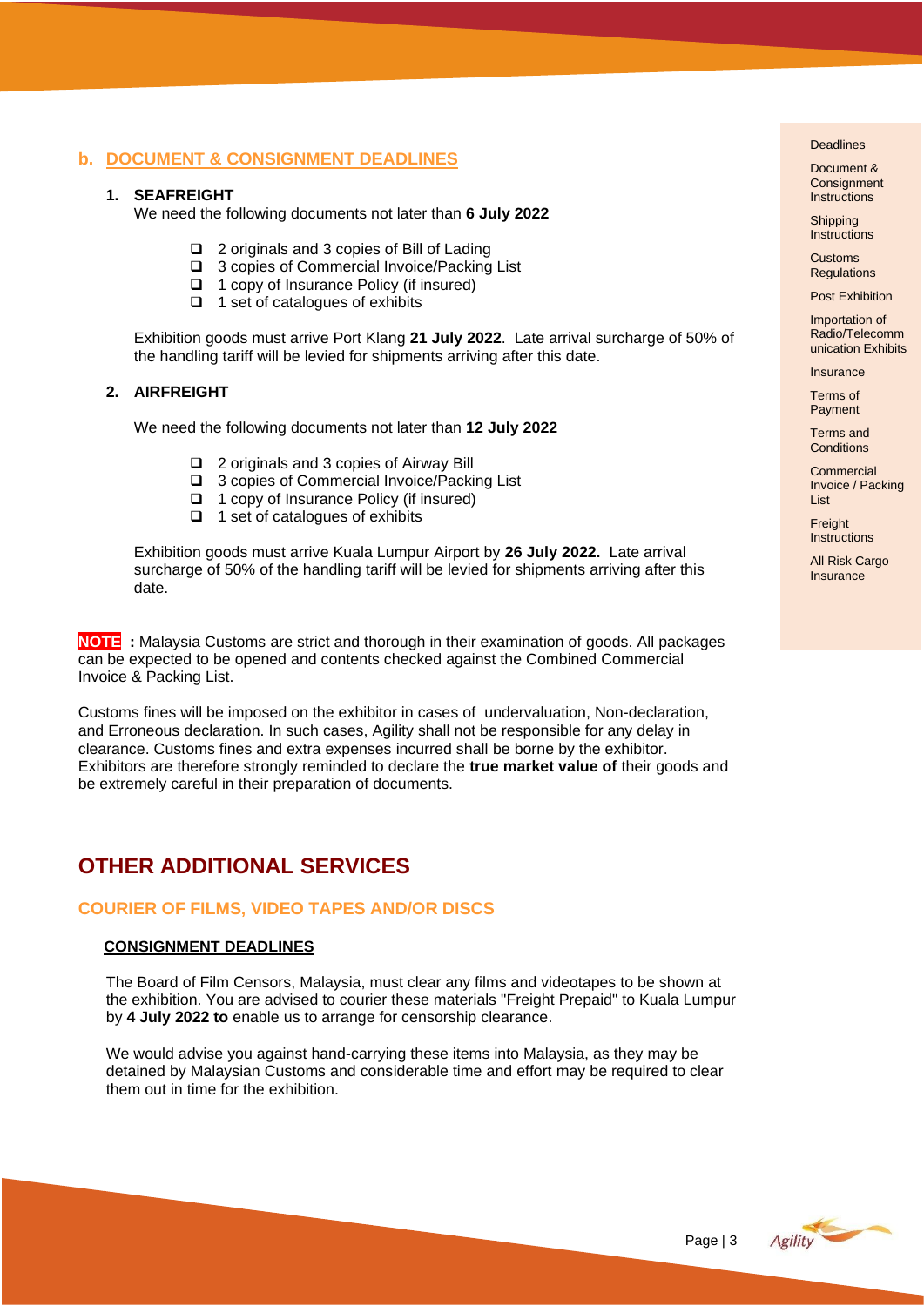## b. DOCUMENT & CONSIGNMENT DEADLINES

### 1. SEAFREIGHT

We need the following documents not later than **6 July 2022**

- 2 originals and 3 copies of Bill of Lading
- 3 copies of Commercial Invoice/Packing List
- 1 copy of Insurance Policy (if insured)
- 1 set of catalogues of exhibits

Exhibition goods must arrive Port Klang **21 July 2022**. Late arrival surcharge of 50% of the handling tariff will be levied for shipments arriving after this date.

### 2. AIRFREIGHT

We need the following documents not later than **12 July 2022**

- 2 originals and 3 copies of Airway Bill
- 3 copies of Commercial Invoice/Packing List
- 1 copy of Insurance Policy (if insured)
- 1 set of catalogues of exhibits

Exhibition goods must arrive Kuala Lumpur Airport by **26 July 2022.** Late arrival surcharge of 50% of the handling tariff will be levied for shipments arriving after this date.

**NOTE :** Malaysia Customs are strict and thorough in their examination of goods. All packages can be expected to be opened and contents checked against the Combined Commercial Invoice & Packing List.

Customs fines will be imposed on the exhibitor in cases of undervaluation, Non-declaration, and Erroneous declaration. In such cases, Agility shall not be responsible for any delay in clearance. Customs fines and extra expenses incurred shall be borne by the exhibitor. Exhibitors are therefore strongly reminded to declare the **true market value of** their goods and be extremely careful in their preparation of documents.

# OTHER ADDITIONAL SERVICES

## COURIER OF FILMS, VIDEO TAPES AND/OR DISCS

### CONSIGNMENT DEADLINES

The Board of Film Censors, Malaysia, must clear any films and videotapes to be shown at the exhibition. You are advised to courier these materials "Freight Prepaid" to Kuala Lumpur by **4 July 2022 to** enable us to arrange for censorship clearance.

We would advise you against hand-carrying these items into Malaysia, as they may be detained by Malaysian Customs and considerable time and effort may be required to clear them out in time for the exhibition.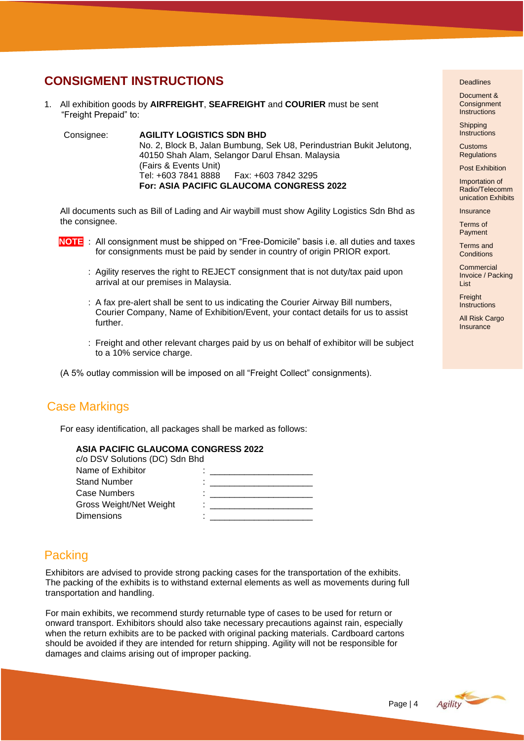# CONSIGMENT INSTRUCTIONS

1. All exhibition goods by **AIRFREIGHT**, **SEAFREIGHT** and **COURIER** must be sent "Freight Prepaid" to:

   Consignee: **AGILITY LOGISTICS SDN BHD**
   No. 2, Block B, Jalan Bumbung, Sek U8, Perindustrian Bukit Jelutong,
   40150 Shah Alam, Selangor Darul Ehsan. Malaysia
   (Fairs & Events Unit)
   Tel: +603 7841 8888 Fax: +603 7842 3295
   **For: ASIA PACIFIC GLAUCOMA CONGRESS 2022**

   All documents such as Bill of Lading and Air waybill must show Agility Logistics Sdn Bhd as the consignee.

**NOTE** : All consignment must be shipped on "Free-Domicile" basis i.e. all duties and taxes for consignments must be paid by sender in country of origin PRIOR export.

: Agility reserves the right to REJECT consignment that is not duty/tax paid upon arrival at our premises in Malaysia.

: A fax pre-alert shall be sent to us indicating the Courier Airway Bill numbers, Courier Company, Name of Exhibition/Event, your contact details for us to assist further.

: Freight and other relevant charges paid by us on behalf of exhibitor will be subject to a 10% service charge.

(A 5% outlay commission will be imposed on all "Freight Collect" consignments).

## Case Markings

For easy identification, all packages shall be marked as follows:

**ASIA PACIFIC GLAUCOMA CONGRESS 2022**
c/o DSV Solutions (DC) Sdn Bhd
Name of Exhibitor : ____________________
Stand Number : ____________________
Case Numbers : ____________________
Gross Weight/Net Weight : ____________________
Dimensions : ____________________

## Packing

Exhibitors are advised to provide strong packing cases for the transportation of the exhibits. The packing of the exhibits is to withstand external elements as well as movements during full transportation and handling.

For main exhibits, we recommend sturdy returnable type of cases to be used for return or onward transport. Exhibitors should also take necessary precautions against rain, especially when the return exhibits are to be packed with original packing materials. Cardboard cartons should be avoided if they are intended for return shipping. Agility will not be responsible for damages and claims arising out of improper packing.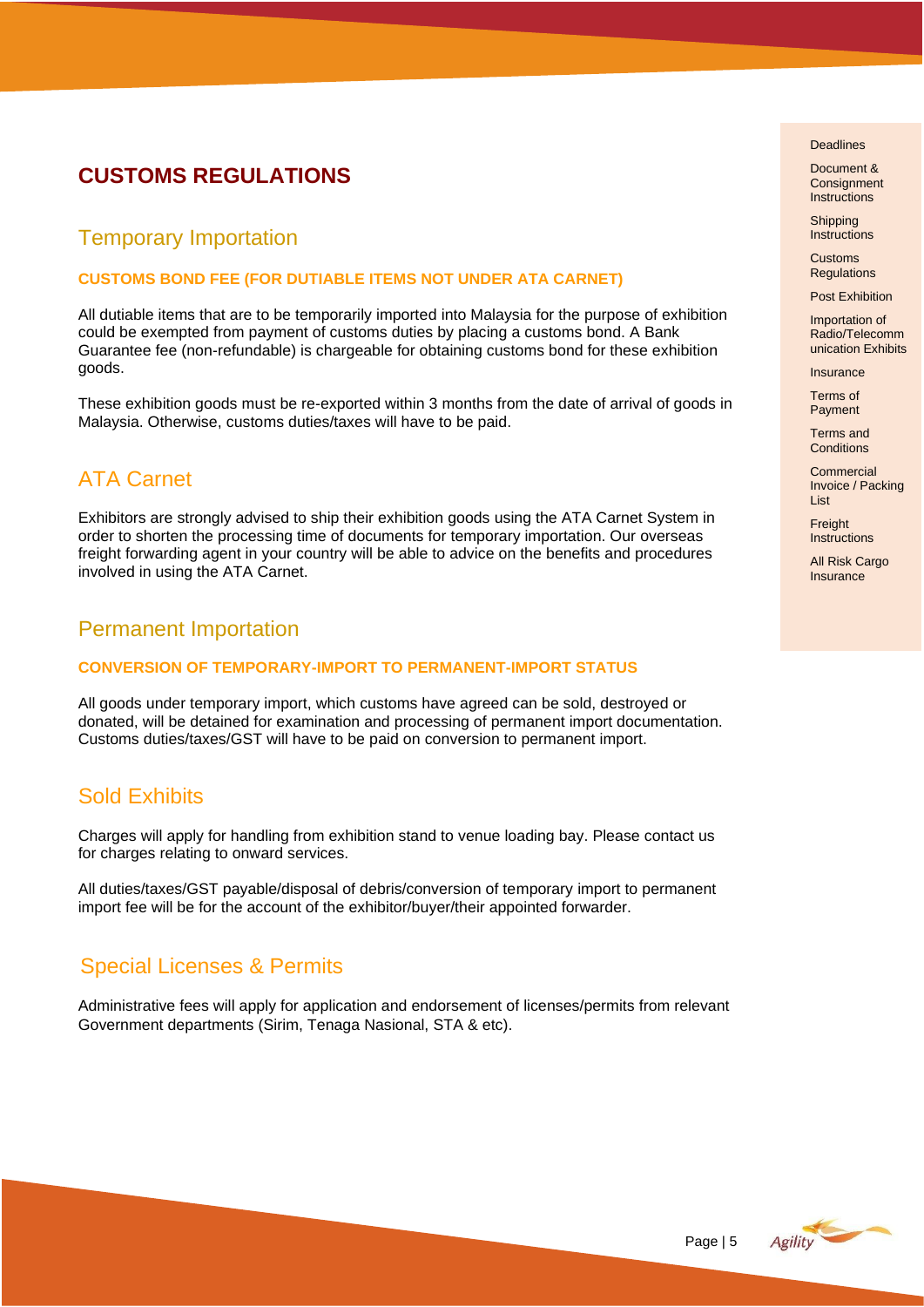# CUSTOMS REGULATIONS

## Temporary Importation

### CUSTOMS BOND FEE (FOR DUTIABLE ITEMS NOT UNDER ATA CARNET)

All dutiable items that are to be temporarily imported into Malaysia for the purpose of exhibition could be exempted from payment of customs duties by placing a customs bond. A Bank Guarantee fee (non-refundable) is chargeable for obtaining customs bond for these exhibition goods.

These exhibition goods must be re-exported within 3 months from the date of arrival of goods in Malaysia. Otherwise, customs duties/taxes will have to be paid.

## ATA Carnet

Exhibitors are strongly advised to ship their exhibition goods using the ATA Carnet System in order to shorten the processing time of documents for temporary importation. Our overseas freight forwarding agent in your country will be able to advice on the benefits and procedures involved in using the ATA Carnet.

## Permanent Importation

### CONVERSION OF TEMPORARY-IMPORT TO PERMANENT-IMPORT STATUS

All goods under temporary import, which customs have agreed can be sold, destroyed or donated, will be detained for examination and processing of permanent import documentation. Customs duties/taxes/GST will have to be paid on conversion to permanent import.

## Sold Exhibits

Charges will apply for handling from exhibition stand to venue loading bay. Please contact us for charges relating to onward services.

All duties/taxes/GST payable/disposal of debris/conversion of temporary import to permanent import fee will be for the account of the exhibitor/buyer/their appointed forwarder.

## Special Licenses & Permits

Administrative fees will apply for application and endorsement of licenses/permits from relevant Government departments (Sirim, Tenaga Nasional, STA & etc).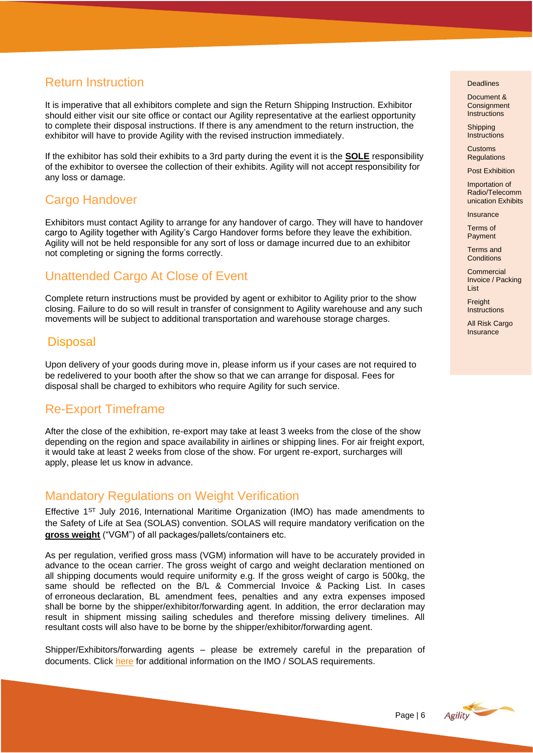## Return Instruction

It is imperative that all exhibitors complete and sign the Return Shipping Instruction. Exhibitor should either visit our site office or contact our Agility representative at the earliest opportunity to complete their disposal instructions. If there is any amendment to the return instruction, the exhibitor will have to provide Agility with the revised instruction immediately.

If the exhibitor has sold their exhibits to a 3rd party during the event it is the **SOLE** responsibility of the exhibitor to oversee the collection of their exhibits. Agility will not accept responsibility for any loss or damage.

## Cargo Handover

Exhibitors must contact Agility to arrange for any handover of cargo. They will have to handover cargo to Agility together with Agility's Cargo Handover forms before they leave the exhibition. Agility will not be held responsible for any sort of loss or damage incurred due to an exhibitor not completing or signing the forms correctly.

## Unattended Cargo At Close of Event

Complete return instructions must be provided by agent or exhibitor to Agility prior to the show closing. Failure to do so will result in transfer of consignment to Agility warehouse and any such movements will be subject to additional transportation and warehouse storage charges.

## Disposal

Upon delivery of your goods during move in, please inform us if your cases are not required to be redelivered to your booth after the show so that we can arrange for disposal. Fees for disposal shall be charged to exhibitors who require Agility for such service.

## Re-Export Timeframe

After the close of the exhibition, re-export may take at least 3 weeks from the close of the show depending on the region and space availability in airlines or shipping lines. For air freight export, it would take at least 2 weeks from close of the show. For urgent re-export, surcharges will apply, please let us know in advance.

## Mandatory Regulations on Weight Verification

Effective 1ST July 2016, International Maritime Organization (IMO) has made amendments to the Safety of Life at Sea (SOLAS) convention. SOLAS will require mandatory verification on the **gross weight** ("VGM") of all packages/pallets/containers etc.

As per regulation, verified gross mass (VGM) information will have to be accurately provided in advance to the ocean carrier. The gross weight of cargo and weight declaration mentioned on all shipping documents would require uniformity e.g. If the gross weight of cargo is 500kg, the same should be reflected on the B/L & Commercial Invoice & Packing List. In cases of erroneous declaration, BL amendment fees, penalties and any extra expenses imposed shall be borne by the shipper/exhibitor/forwarding agent. In addition, the error declaration may result in shipment missing sailing schedules and therefore missing delivery timelines. All resultant costs will also have to be borne by the shipper/exhibitor/forwarding agent.

Shipper/Exhibitors/forwarding agents – please be extremely careful in the preparation of documents. Click here for additional information on the IMO / SOLAS requirements.

- Deadlines
- Document & Consignment Instructions
- Shipping Instructions
- Customs Regulations
- Post Exhibition
- Importation of Radio/Telecommunication Exhibits
- Insurance
- Terms of Payment
- Terms and Conditions
- Commercial Invoice / Packing List
- Freight Instructions
- All Risk Cargo Insurance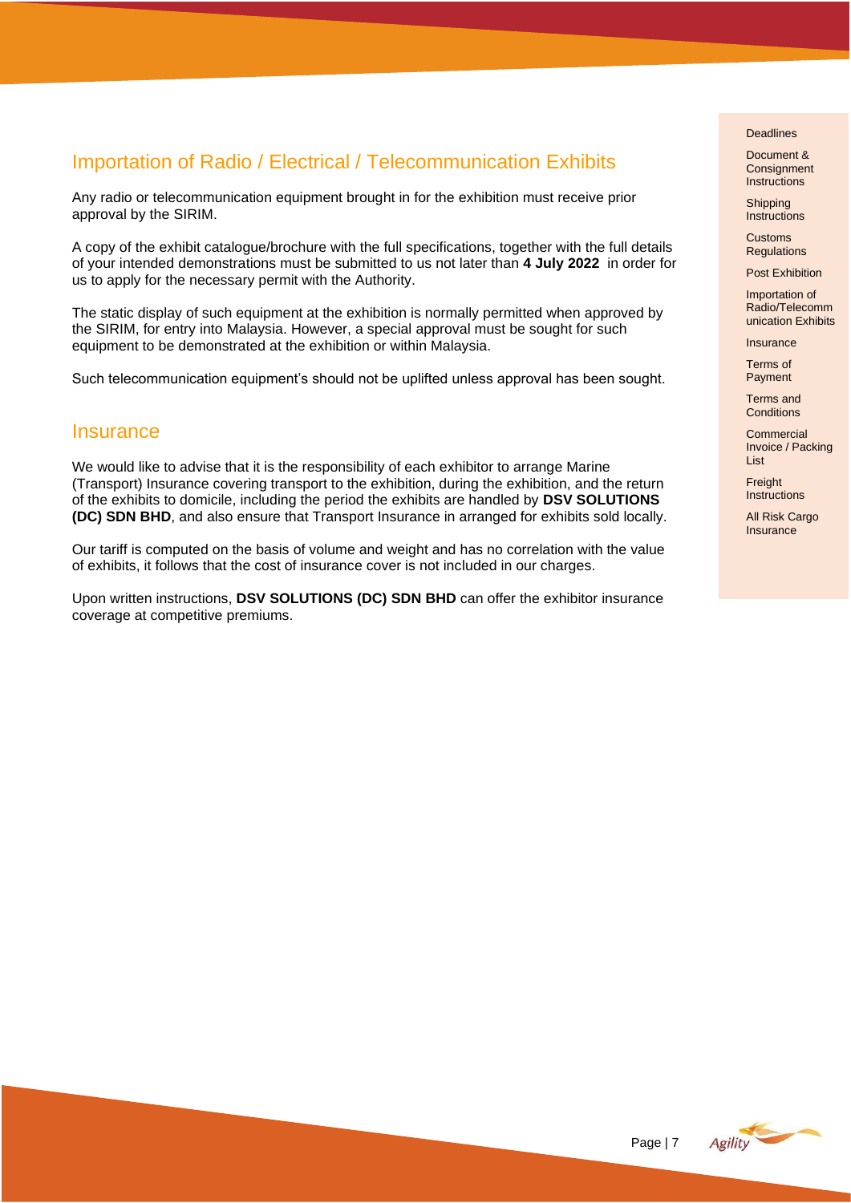## Importation of Radio / Electrical / Telecommunication Exhibits

Any radio or telecommunication equipment brought in for the exhibition must receive prior approval by the SIRIM.

A copy of the exhibit catalogue/brochure with the full specifications, together with the full details of your intended demonstrations must be submitted to us not later than **4 July 2022** in order for us to apply for the necessary permit with the Authority.

The static display of such equipment at the exhibition is normally permitted when approved by the SIRIM, for entry into Malaysia. However, a special approval must be sought for such equipment to be demonstrated at the exhibition or within Malaysia.

Such telecommunication equipment's should not be uplifted unless approval has been sought.

## Insurance

We would like to advise that it is the responsibility of each exhibitor to arrange Marine (Transport) Insurance covering transport to the exhibition, during the exhibition, and the return of the exhibits to domicile, including the period the exhibits are handled by **DSV SOLUTIONS (DC) SDN BHD**, and also ensure that Transport Insurance in arranged for exhibits sold locally.

Our tariff is computed on the basis of volume and weight and has no correlation with the value of exhibits, it follows that the cost of insurance cover is not included in our charges.

Upon written instructions, **DSV SOLUTIONS (DC) SDN BHD** can offer the exhibitor insurance coverage at competitive premiums.

- Deadlines
- Document & Consignment Instructions
- Shipping Instructions
- Customs Regulations
- Post Exhibition
- Importation of Radio/Telecommunication Exhibits
- Insurance
- Terms of Payment
- Terms and Conditions
- Commercial Invoice / Packing List
- Freight Instructions
- All Risk Cargo Insurance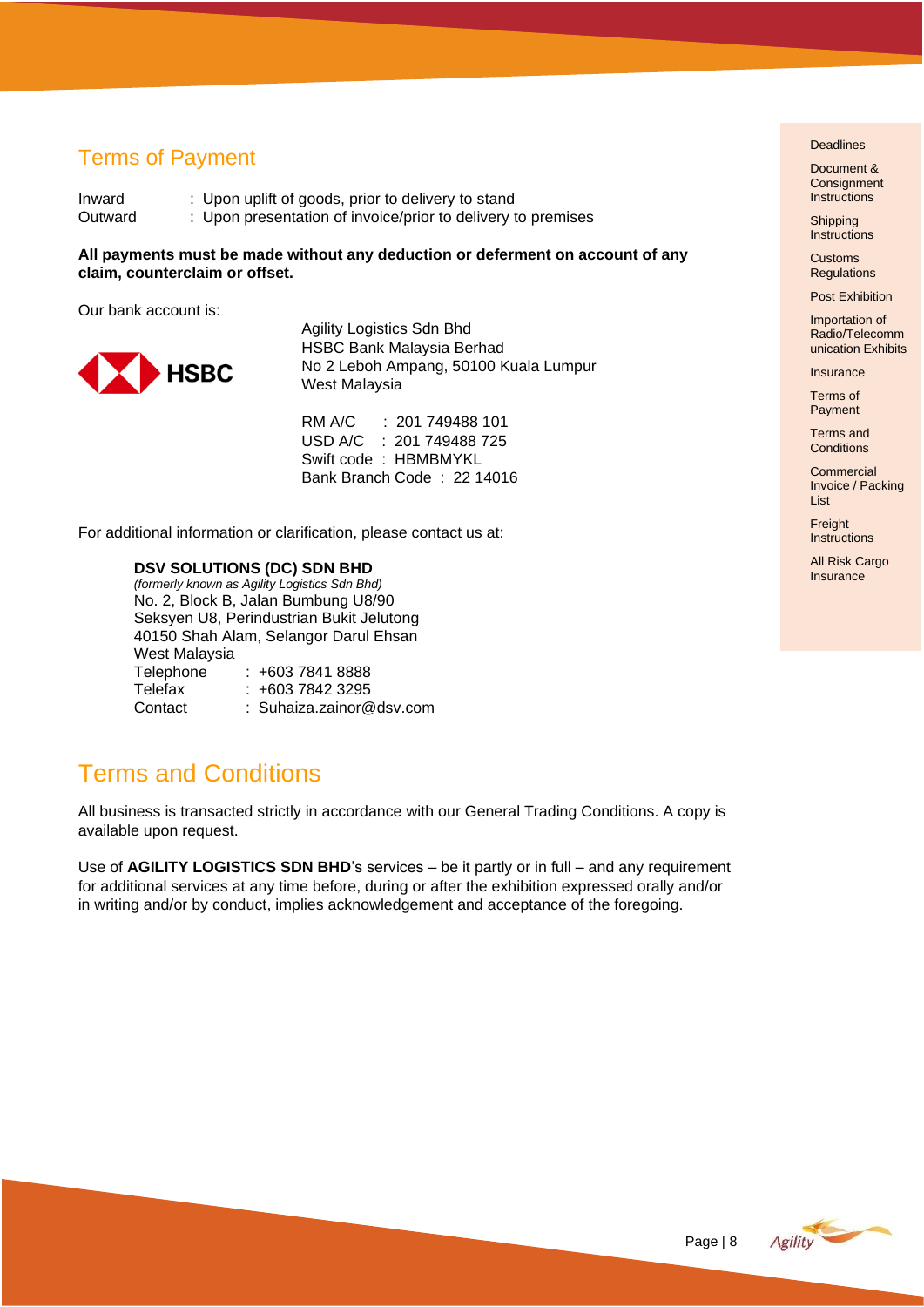## Terms of Payment

Inward : Upon uplift of goods, prior to delivery to stand
Outward : Upon presentation of invoice/prior to delivery to premises

**All payments must be made without any deduction or deferment on account of any claim, counterclaim or offset.**

Our bank account is:

HSBC

Agility Logistics Sdn Bhd
HSBC Bank Malaysia Berhad
No 2 Leboh Ampang, 50100 Kuala Lumpur
West Malaysia

RM A/C : 201 749488 101
USD A/C : 201 749488 725
Swift code : HBMBMYKL
Bank Branch Code : 22 14016

For additional information or clarification, please contact us at:

**DSV SOLUTIONS (DC) SDN BHD**
*(formerly known as Agility Logistics Sdn Bhd)*
No. 2, Block B, Jalan Bumbung U8/90
Seksyen U8, Perindustrian Bukit Jelutong
40150 Shah Alam, Selangor Darul Ehsan
West Malaysia
Telephone : +603 7841 8888
Telefax : +603 7842 3295
Contact : Suhaiza.zainor@dsv.com

## Terms and Conditions

All business is transacted strictly in accordance with our General Trading Conditions. A copy is available upon request.

Use of **AGILITY LOGISTICS SDN BHD**'s services – be it partly or in full – and any requirement for additional services at any time before, during or after the exhibition expressed orally and/or in writing and/or by conduct, implies acknowledgement and acceptance of the foregoing.

- Deadlines
- Document & Consignment Instructions
- Shipping Instructions
- Customs Regulations
- Post Exhibition
- Importation of Radio/Telecommunication Exhibits
- Insurance
- Terms of Payment
- Terms and Conditions
- Commercial Invoice / Packing List
- Freight Instructions
- All Risk Cargo Insurance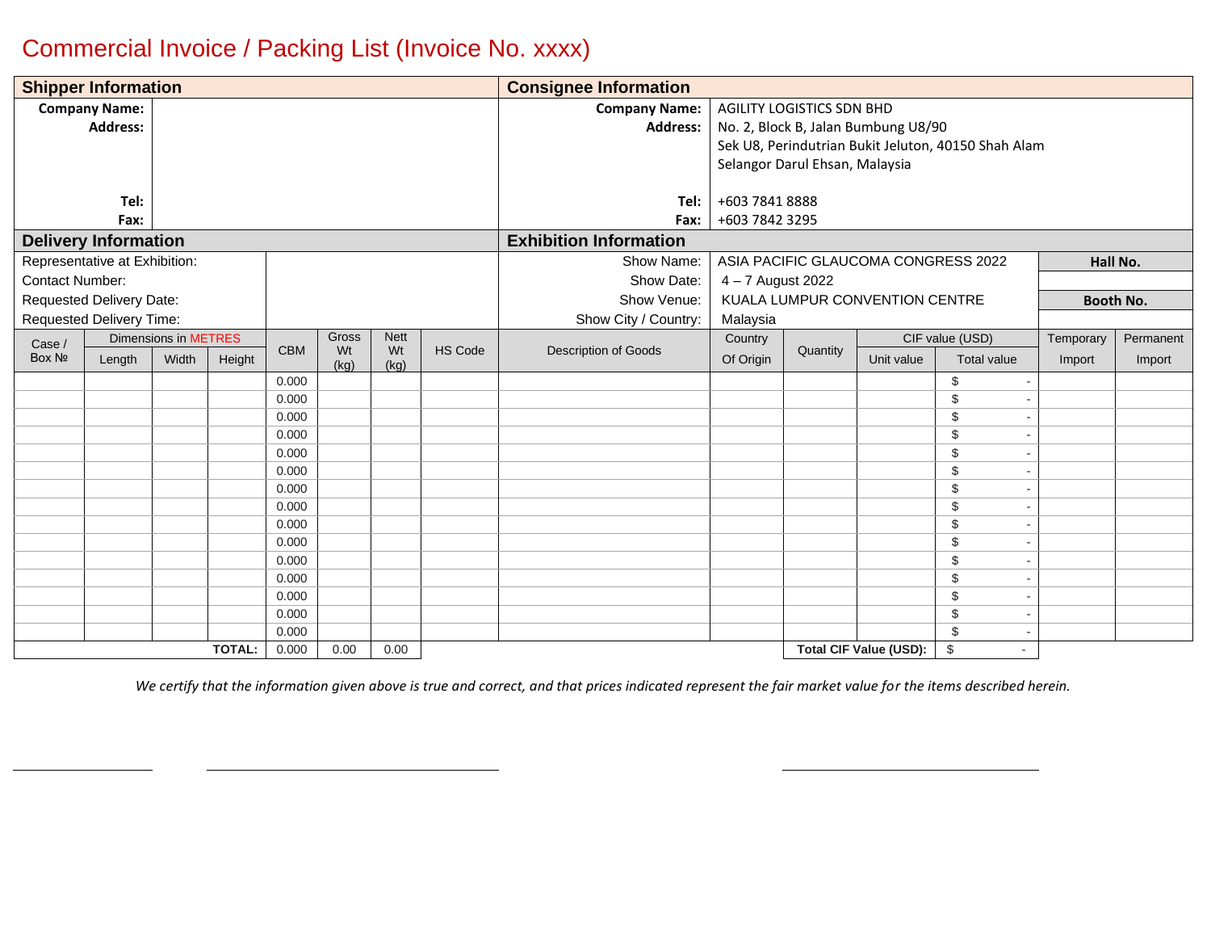# Commercial Invoice / Packing List (Invoice No. xxxx)

| Shipper Information | | Consignee Information | |
|---|---|---|---|
| **Company Name:** | | **Company Name:** | AGILITY LOGISTICS SDN BHD |
| **Address:** | | **Address:** | No. 2, Block B, Jalan Bumbung U8/90<br>Sek U8, Perindutrian Bukit Jeluton, 40150 Shah Alam<br>Selangor Darul Ehsan, Malaysia |
| **Tel:** | | **Tel:** | +603 7841 8888 |
| **Fax:** | | **Fax:** | +603 7842 3295 |

| Delivery Information | | Exhibition Information | | |
|---|---|---|---|---|
| Representative at Exhibition: | | Show Name: | ASIA PACIFIC GLAUCOMA CONGRESS 2022 | **Hall No.** |
| Contact Number: | | Show Date: | 4 – 7 August 2022 | |
| Requested Delivery Date: | | Show Venue: | KUALA LUMPUR CONVENTION CENTRE | **Booth No.** |
| Requested Delivery Time: | | Show City / Country: | Malaysia | |

| Case / Box № | Dimensions in METRES | | | CBM | Gross Wt (kg) | Nett Wt (kg) | HS Code | Description of Goods | Country Of Origin | Quantity | CIF value (USD) | | Temporary Import | Permanent Import |
|---|---|---|---|---|---|---|---|---|---|---|---|---|---|---|
| | Length | Width | Height | | | | | | | | Unit value | Total value | | |
| | | | | 0.000 | | | | | | | | $ - | | |
| | | | | 0.000 | | | | | | | | $ - | | |
| | | | | 0.000 | | | | | | | | $ - | | |
| | | | | 0.000 | | | | | | | | $ - | | |
| | | | | 0.000 | | | | | | | | $ - | | |
| | | | | 0.000 | | | | | | | | $ - | | |
| | | | | 0.000 | | | | | | | | $ - | | |
| | | | | 0.000 | | | | | | | | $ - | | |
| | | | | 0.000 | | | | | | | | $ - | | |
| | | | | 0.000 | | | | | | | | $ - | | |
| | | | | 0.000 | | | | | | | | $ - | | |
| | | | | 0.000 | | | | | | | | $ - | | |
| | | | | 0.000 | | | | | | | | $ - | | |
| | | | | 0.000 | | | | | | | | $ - | | |
| | | | | 0.000 | | | | | | | | $ - | | |
| | | | **TOTAL:** | 0.000 | 0.00 | 0.00 | | | | | **Total CIF Value (USD):** | $ - | | |

*We certify that the information given above is true and correct, and that prices indicated represent the fair market value for the items described herein.*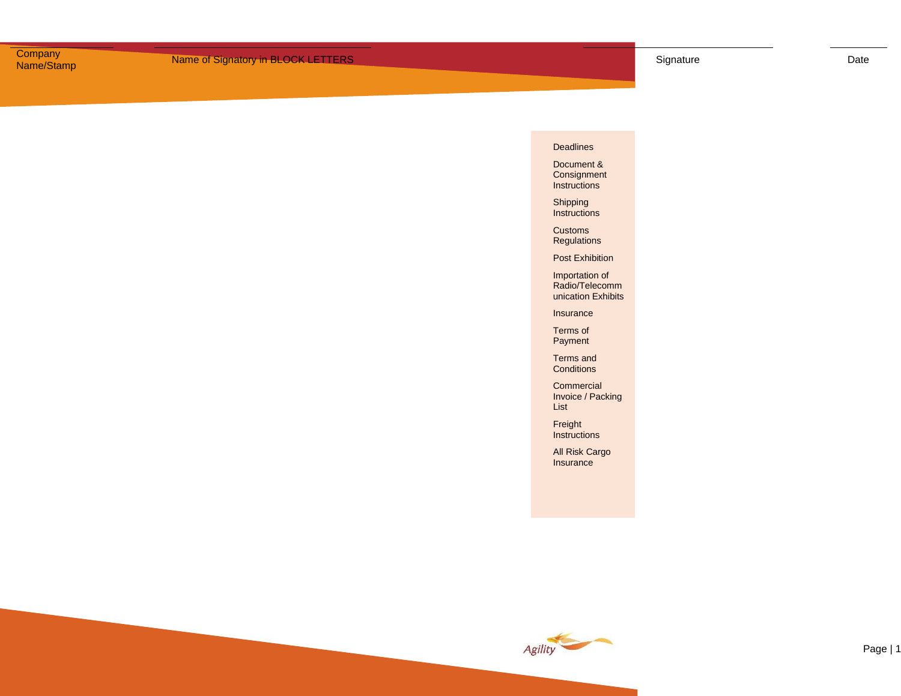| Company Name/Stamp | Name of Signatory in BLOCK LETTERS | Signature | Date |
|---|---|---|---|

- Deadlines
- Document & Consignment Instructions
- Shipping Instructions
- Customs Regulations
- Post Exhibition
- Importation of Radio/Telecommunication Exhibits
- Insurance
- Terms of Payment
- Terms and Conditions
- Commercial Invoice / Packing List
- Freight Instructions
- All Risk Cargo Insurance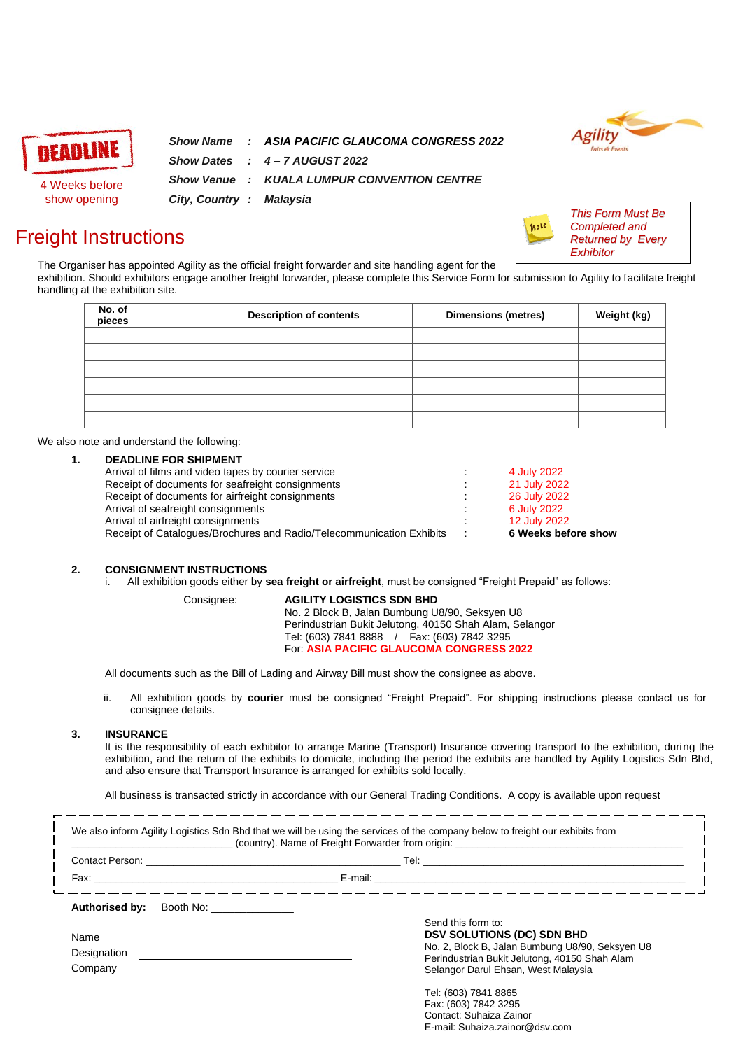**DEADLINE**

4 Weeks before show opening

| | | |
|---|---|---|
| *Show Name* | : | *ASIA PACIFIC GLAUCOMA CONGRESS 2022* |
| *Show Dates* | : | *4 – 7 AUGUST 2022* |
| *Show Venue* | : | *KUALA LUMPUR CONVENTION CENTRE* |
| *City, Country* | : | *Malaysia* |

Agility Fairs & Events

*This Form Must Be Completed and Returned by Every Exhibitor*

# Freight Instructions

The Organiser has appointed Agility as the official freight forwarder and site handling agent for the exhibition. Should exhibitors engage another freight forwarder, please complete this Service Form for submission to Agility to facilitate freight handling at the exhibition site.

| No. of pieces | Description of contents | Dimensions (metres) | Weight (kg) |
|---|---|---|---|
| | | | |
| | | | |
| | | | |
| | | | |
| | | | |
| | | | |

We also note and understand the following:

**1. DEADLINE FOR SHIPMENT**

| | | |
|---|---|---|
| Arrival of films and video tapes by courier service | : | 4 July 2022 |
| Receipt of documents for seafreight consignments | : | 21 July 2022 |
| Receipt of documents for airfreight consignments | : | 26 July 2022 |
| Arrival of seafreight consignments | : | 6 July 2022 |
| Arrival of airfreight consignments | : | 12 July 2022 |
| Receipt of Catalogues/Brochures and Radio/Telecommunication Exhibits | : | **6 Weeks before show** |

**2. CONSIGNMENT INSTRUCTIONS**

i. All exhibition goods either by **sea freight or airfreight**, must be consigned "Freight Prepaid" as follows:

Consignee: **AGILITY LOGISTICS SDN BHD**
No. 2 Block B, Jalan Bumbung U8/90, Seksyen U8
Perindustrian Bukit Jelutong, 40150 Shah Alam, Selangor
Tel: (603) 7841 8888 / Fax: (603) 7842 3295
For: **ASIA PACIFIC GLAUCOMA CONGRESS 2022**

All documents such as the Bill of Lading and Airway Bill must show the consignee as above.

ii. All exhibition goods by **courier** must be consigned "Freight Prepaid". For shipping instructions please contact us for consignee details.

**3. INSURANCE**

It is the responsibility of each exhibitor to arrange Marine (Transport) Insurance covering transport to the exhibition, during the exhibition, and the return of the exhibits to domicile, including the period the exhibits are handled by Agility Logistics Sdn Bhd, and also ensure that Transport Insurance is arranged for exhibits sold locally.

All business is transacted strictly in accordance with our General Trading Conditions. A copy is available upon request

---

We also inform Agility Logistics Sdn Bhd that we will be using the services of the company below to freight our exhibits from \_\_\_\_\_\_\_\_\_\_\_\_\_\_\_\_\_\_\_\_ (country). Name of Freight Forwarder from origin: \_\_\_\_\_\_\_\_\_\_\_\_\_\_\_\_\_\_\_\_

Contact Person: \_\_\_\_\_\_\_\_\_\_\_\_\_\_\_\_\_\_\_\_ Tel: \_\_\_\_\_\_\_\_\_\_\_\_\_\_\_\_\_\_\_\_

Fax: \_\_\_\_\_\_\_\_\_\_\_\_\_\_\_\_\_\_\_\_ E-mail: \_\_\_\_\_\_\_\_\_\_\_\_\_\_\_\_\_\_\_\_

---

**Authorised by:** Booth No: \_\_\_\_\_\_\_\_\_\_\_\_

Name \_\_\_\_\_\_\_\_\_\_\_\_\_\_\_\_\_\_\_\_

Designation \_\_\_\_\_\_\_\_\_\_\_\_\_\_\_\_\_\_\_\_

Company

Send this form to:
**DSV SOLUTIONS (DC) SDN BHD**
No. 2, Block B, Jalan Bumbung U8/90, Seksyen U8
Perindustrian Bukit Jelutong, 40150 Shah Alam
Selangor Darul Ehsan, West Malaysia

Tel: (603) 7841 8865
Fax: (603) 7842 3295
Contact: Suhaiza Zainor
E-mail: Suhaiza.zainor@dsv.com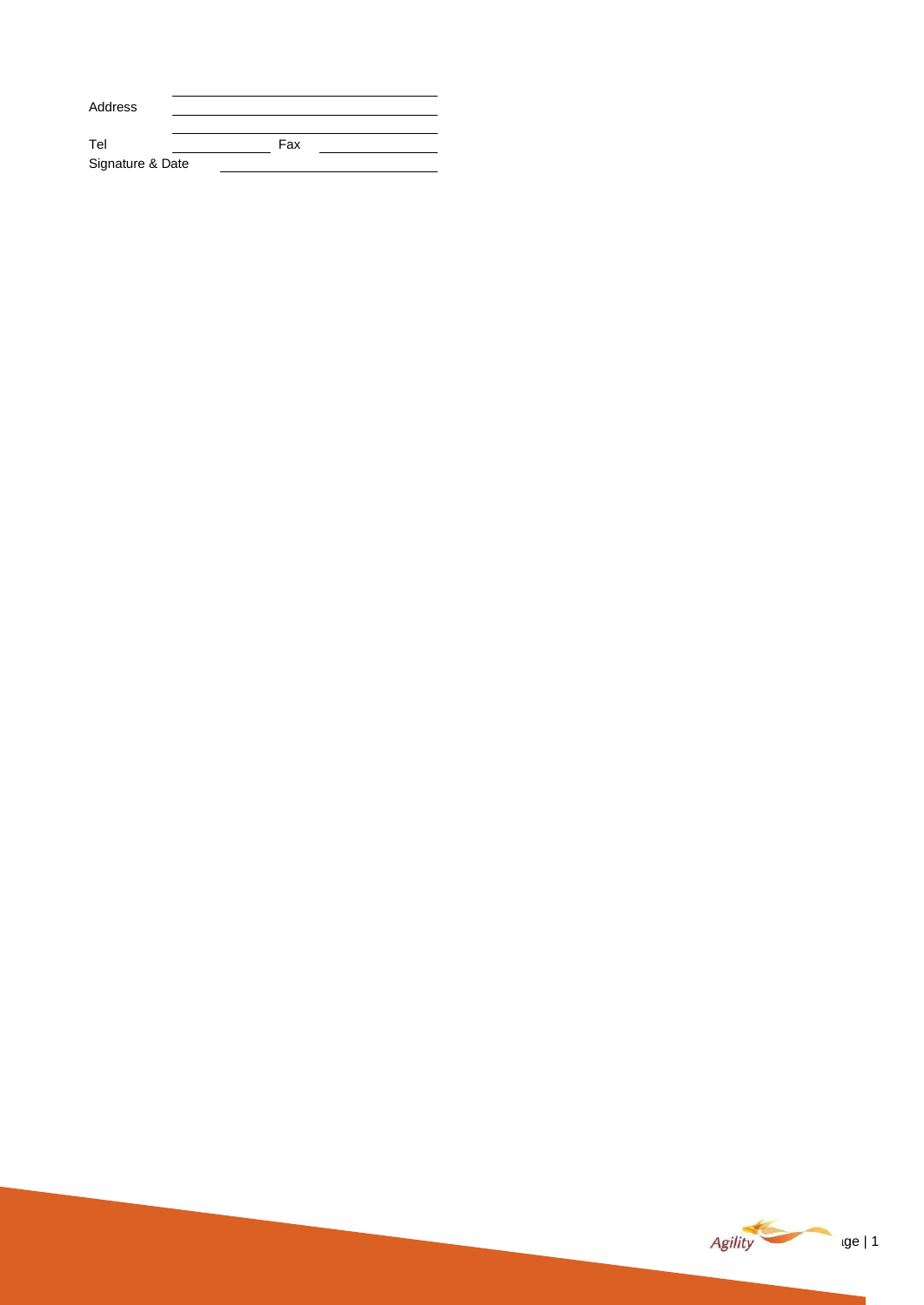Address ______________________________

______________________________

Tel ______________ Fax ______________

Signature & Date ______________________________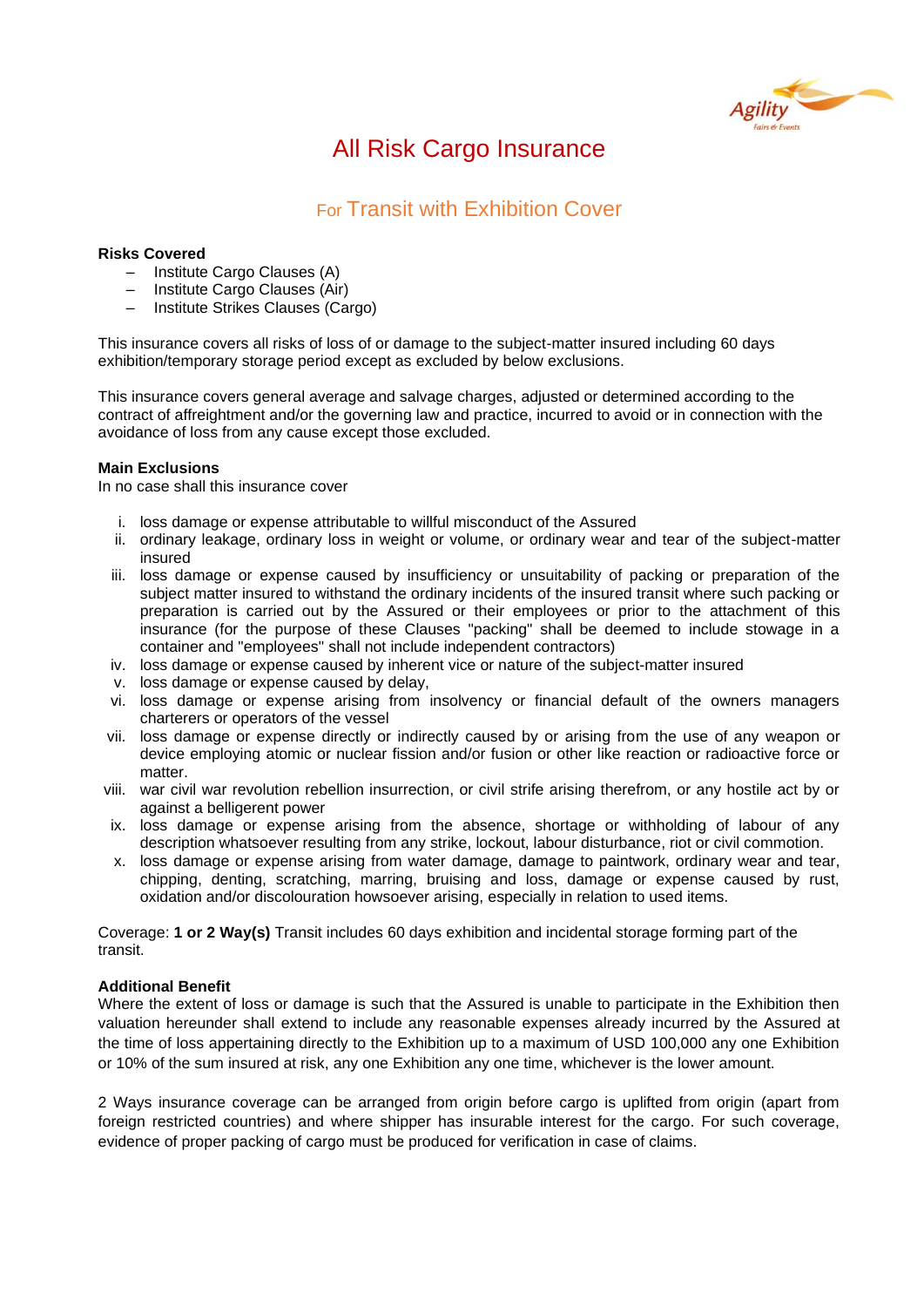# All Risk Cargo Insurance

## For Transit with Exhibition Cover

**Risks Covered**

- Institute Cargo Clauses (A)
- Institute Cargo Clauses (Air)
- Institute Strikes Clauses (Cargo)

This insurance covers all risks of loss of or damage to the subject-matter insured including 60 days exhibition/temporary storage period except as excluded by below exclusions.

This insurance covers general average and salvage charges, adjusted or determined according to the contract of affreightment and/or the governing law and practice, incurred to avoid or in connection with the avoidance of loss from any cause except those excluded.

**Main Exclusions**

In no case shall this insurance cover

i. loss damage or expense attributable to willful misconduct of the Assured
ii. ordinary leakage, ordinary loss in weight or volume, or ordinary wear and tear of the subject-matter insured
iii. loss damage or expense caused by insufficiency or unsuitability of packing or preparation of the subject matter insured to withstand the ordinary incidents of the insured transit where such packing or preparation is carried out by the Assured or their employees or prior to the attachment of this insurance (for the purpose of these Clauses "packing" shall be deemed to include stowage in a container and "employees" shall not include independent contractors)
iv. loss damage or expense caused by inherent vice or nature of the subject-matter insured
v. loss damage or expense caused by delay,
vi. loss damage or expense arising from insolvency or financial default of the owners managers charterers or operators of the vessel
vii. loss damage or expense directly or indirectly caused by or arising from the use of any weapon or device employing atomic or nuclear fission and/or fusion or other like reaction or radioactive force or matter.
viii. war civil war revolution rebellion insurrection, or civil strife arising therefrom, or any hostile act by or against a belligerent power
ix. loss damage or expense arising from the absence, shortage or withholding of labour of any description whatsoever resulting from any strike, lockout, labour disturbance, riot or civil commotion.
x. loss damage or expense arising from water damage, damage to paintwork, ordinary wear and tear, chipping, denting, scratching, marring, bruising and loss, damage or expense caused by rust, oxidation and/or discolouration howsoever arising, especially in relation to used items.

Coverage: **1 or 2 Way(s)** Transit includes 60 days exhibition and incidental storage forming part of the transit.

**Additional Benefit**

Where the extent of loss or damage is such that the Assured is unable to participate in the Exhibition then valuation hereunder shall extend to include any reasonable expenses already incurred by the Assured at the time of loss appertaining directly to the Exhibition up to a maximum of USD 100,000 any one Exhibition or 10% of the sum insured at risk, any one Exhibition any one time, whichever is the lower amount.

2 Ways insurance coverage can be arranged from origin before cargo is uplifted from origin (apart from foreign restricted countries) and where shipper has insurable interest for the cargo. For such coverage, evidence of proper packing of cargo must be produced for verification in case of claims.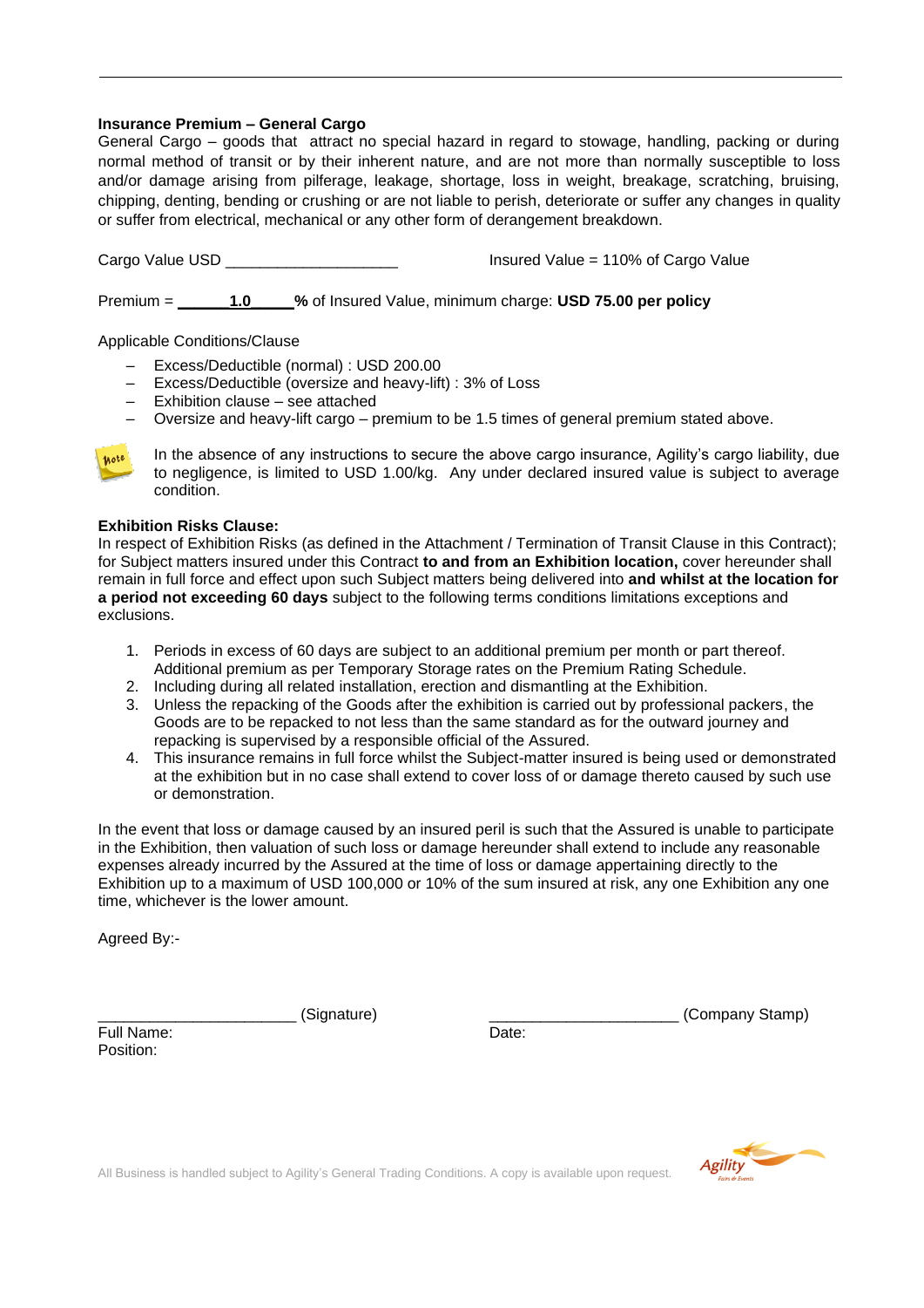**Insurance Premium – General Cargo**

General Cargo – goods that attract no special hazard in regard to stowage, handling, packing or during normal method of transit or by their inherent nature, and are not more than normally susceptible to loss and/or damage arising from pilferage, leakage, shortage, loss in weight, breakage, scratching, bruising, chipping, denting, bending or crushing or are not liable to perish, deteriorate or suffer any changes in quality or suffer from electrical, mechanical or any other form of derangement breakdown.

Cargo Value USD ____________________ Insured Value = 110% of Cargo Value

Premium = **1.0 %** of Insured Value, minimum charge: **USD 75.00 per policy**

Applicable Conditions/Clause

- Excess/Deductible (normal) : USD 200.00
- Excess/Deductible (oversize and heavy-lift) : 3% of Loss
- Exhibition clause – see attached
- Oversize and heavy-lift cargo – premium to be 1.5 times of general premium stated above.

Note: In the absence of any instructions to secure the above cargo insurance, Agility's cargo liability, due to negligence, is limited to USD 1.00/kg. Any under declared insured value is subject to average condition.

**Exhibition Risks Clause:**

In respect of Exhibition Risks (as defined in the Attachment / Termination of Transit Clause in this Contract); for Subject matters insured under this Contract **to and from an Exhibition location,** cover hereunder shall remain in full force and effect upon such Subject matters being delivered into **and whilst at the location for a period not exceeding 60 days** subject to the following terms conditions limitations exceptions and exclusions.

1. Periods in excess of 60 days are subject to an additional premium per month or part thereof. Additional premium as per Temporary Storage rates on the Premium Rating Schedule.
2. Including during all related installation, erection and dismantling at the Exhibition.
3. Unless the repacking of the Goods after the exhibition is carried out by professional packers, the Goods are to be repacked to not less than the same standard as for the outward journey and repacking is supervised by a responsible official of the Assured.
4. This insurance remains in full force whilst the Subject-matter insured is being used or demonstrated at the exhibition but in no case shall extend to cover loss of or damage thereto caused by such use or demonstration.

In the event that loss or damage caused by an insured peril is such that the Assured is unable to participate in the Exhibition, then valuation of such loss or damage hereunder shall extend to include any reasonable expenses already incurred by the Assured at the time of loss or damage appertaining directly to the Exhibition up to a maximum of USD 100,000 or 10% of the sum insured at risk, any one Exhibition any one time, whichever is the lower amount.

Agreed By:-

_______________________ (Signature) ______________________ (Company Stamp)

Full Name: Date:

Position:

All Business is handled subject to Agility's General Trading Conditions. A copy is available upon request.